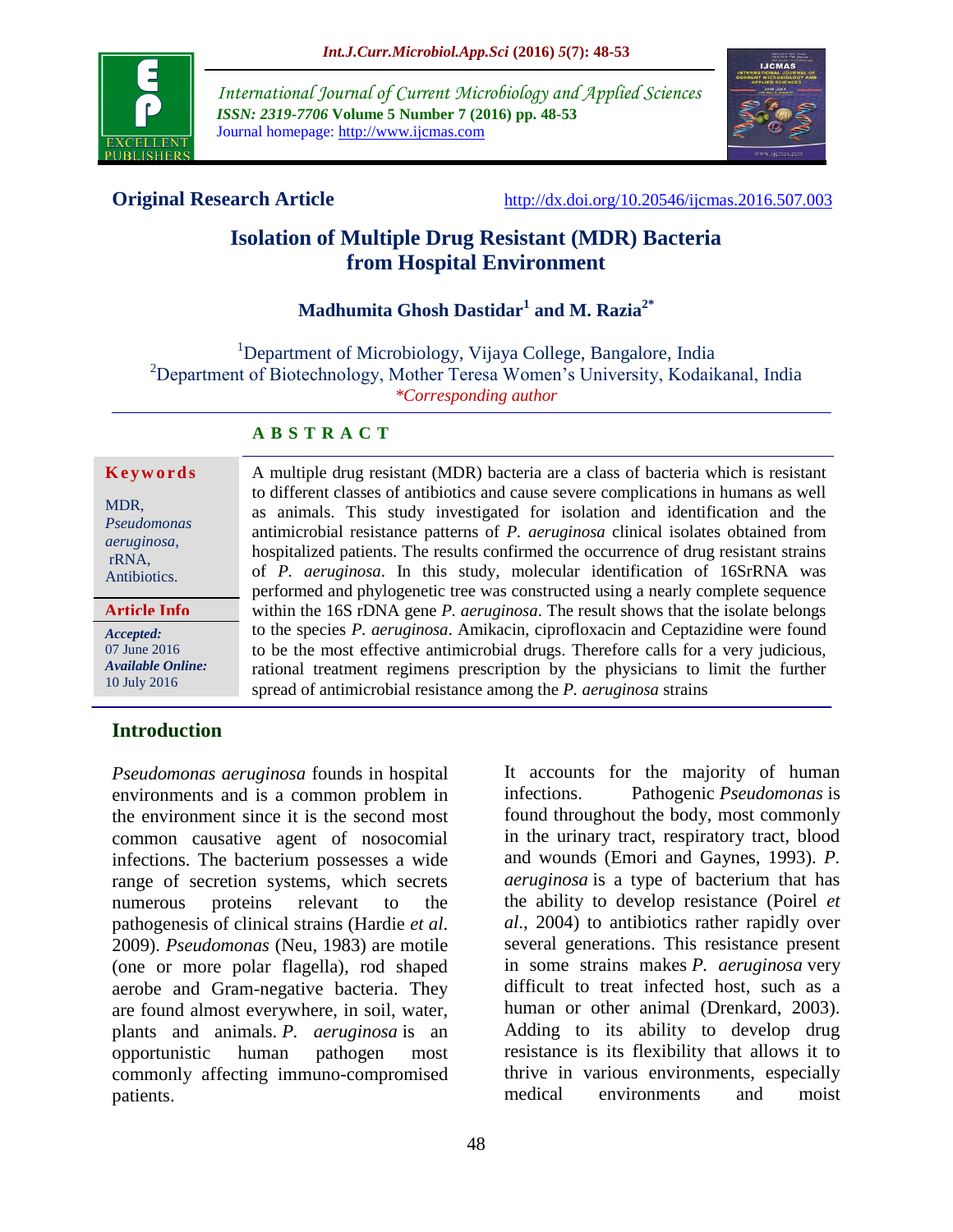International Journal of Current Microbiology and Applied Sciences
*ISSN: 2319-7706* **Volume 5 Number 7 (2016) pp. 48-53**
Journal homepage: http://www.ijcmas.com

**Original Research Article** http://dx.doi.org/10.20546/ijcmas.2016.507.003

# Isolation of Multiple Drug Resistant (MDR) Bacteria from Hospital Environment

**Madhumita Ghosh Dastidar[1] and M. Razia[2*]**

[1]Department of Microbiology, Vijaya College, Bangalore, India
[2]Department of Biotechnology, Mother Teresa Women's University, Kodaikanal, India
*\*Corresponding author*

## ABSTRACT

**Keywords**

MDR, *Pseudomonas aeruginosa,* rRNA, Antibiotics.

**Article Info**

*Accepted:* 07 June 2016
*Available Online:* 10 July 2016

A multiple drug resistant (MDR) bacteria are a class of bacteria which is resistant to different classes of antibiotics and cause severe complications in humans as well as animals. This study investigated for isolation and identification and the antimicrobial resistance patterns of *P. aeruginosa* clinical isolates obtained from hospitalized patients. The results confirmed the occurrence of drug resistant strains of *P. aeruginosa*. In this study, molecular identification of 16SrRNA was performed and phylogenetic tree was constructed using a nearly complete sequence within the 16S rDNA gene *P. aeruginosa*. The result shows that the isolate belongs to the species *P. aeruginosa*. Amikacin, ciprofloxacin and Ceptazidine were found to be the most effective antimicrobial drugs. Therefore calls for a very judicious, rational treatment regimens prescription by the physicians to limit the further spread of antimicrobial resistance among the *P. aeruginosa* strains

## Introduction

*Pseudomonas aeruginosa* founds in hospital environments and is a common problem in the environment since it is the second most common causative agent of nosocomial infections. The bacterium possesses a wide range of secretion systems, which secrets numerous proteins relevant to the pathogenesis of clinical strains (Hardie *et al*. 2009). *Pseudomonas* (Neu, 1983) are motile (one or more polar flagella), rod shaped aerobe and Gram-negative bacteria. They are found almost everywhere, in soil, water, plants and animals. *P. aeruginosa* is an opportunistic human pathogen most commonly affecting immuno-compromised patients.

It accounts for the majority of human infections. Pathogenic *Pseudomonas* is found throughout the body, most commonly in the urinary tract, respiratory tract, blood and wounds (Emori and Gaynes, 1993). *P. aeruginosa* is a type of bacterium that has the ability to develop resistance (Poirel *et al*., 2004) to antibiotics rather rapidly over several generations. This resistance present in some strains makes *P. aeruginosa* very difficult to treat infected host, such as a human or other animal (Drenkard, 2003). Adding to its ability to develop drug resistance is its flexibility that allows it to thrive in various environments, especially medical environments and moist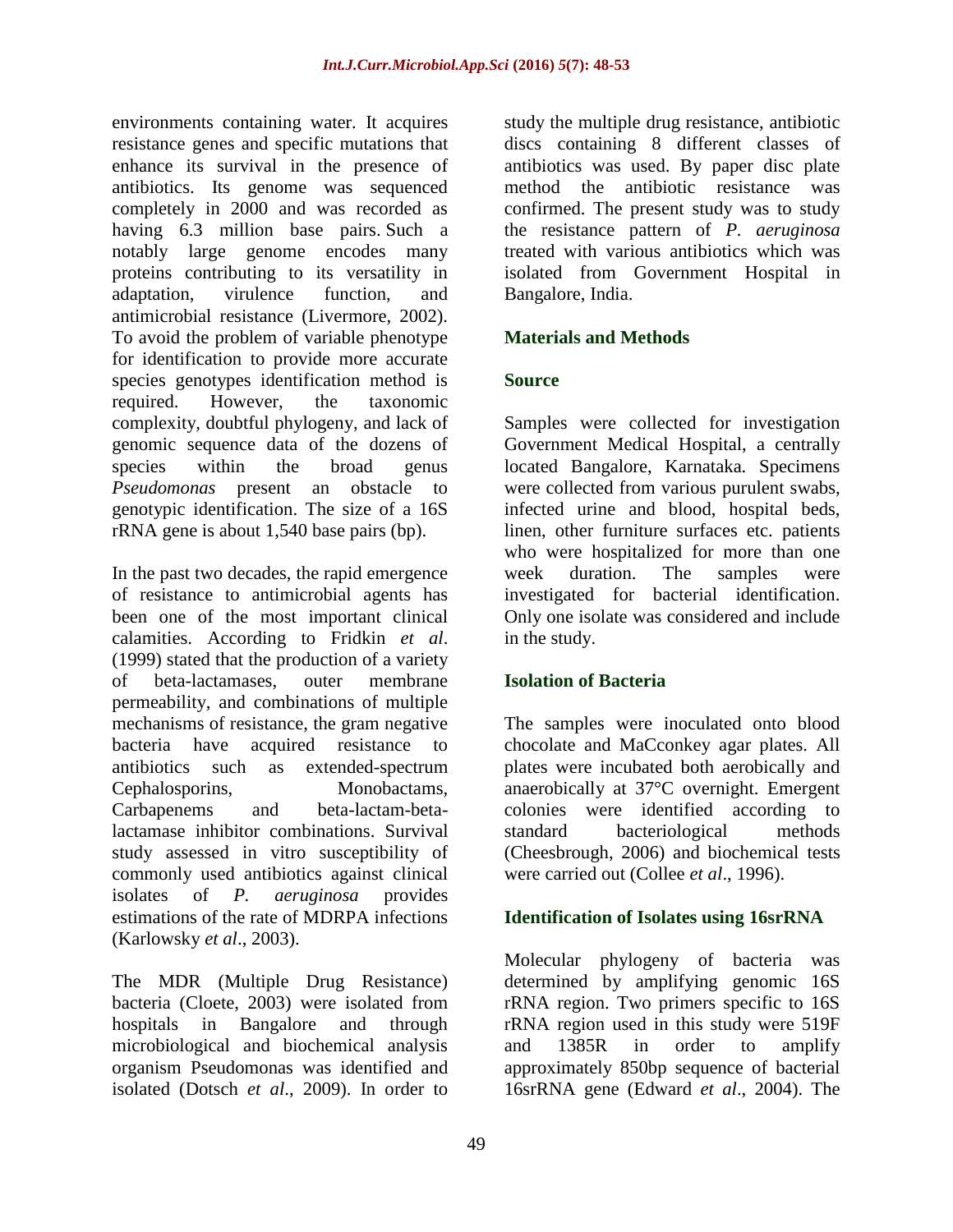environments containing water. It acquires resistance genes and specific mutations that enhance its survival in the presence of antibiotics. Its genome was sequenced completely in 2000 and was recorded as having 6.3 million base pairs. Such a notably large genome encodes many proteins contributing to its versatility in adaptation, virulence function, and antimicrobial resistance (Livermore, 2002). To avoid the problem of variable phenotype for identification to provide more accurate species genotypes identification method is required. However, the taxonomic complexity, doubtful phylogeny, and lack of genomic sequence data of the dozens of species within the broad genus *Pseudomonas* present an obstacle to genotypic identification. The size of a 16S rRNA gene is about 1,540 base pairs (bp).

In the past two decades, the rapid emergence of resistance to antimicrobial agents has been one of the most important clinical calamities. According to Fridkin *et al*. (1999) stated that the production of a variety of beta-lactamases, outer membrane permeability, and combinations of multiple mechanisms of resistance, the gram negative bacteria have acquired resistance to antibiotics such as extended-spectrum Cephalosporins, Monobactams, Carbapenems and beta-lactam-beta-lactamase inhibitor combinations. Survival study assessed in vitro susceptibility of commonly used antibiotics against clinical isolates of *P. aeruginosa* provides estimations of the rate of MDRPA infections (Karlowsky *et al*., 2003).

The MDR (Multiple Drug Resistance) bacteria (Cloete, 2003) were isolated from hospitals in Bangalore and through microbiological and biochemical analysis organism Pseudomonas was identified and isolated (Dotsch *et al*., 2009). In order to study the multiple drug resistance, antibiotic discs containing 8 different classes of antibiotics was used. By paper disc plate method the antibiotic resistance was confirmed. The present study was to study the resistance pattern of *P. aeruginosa* treated with various antibiotics which was isolated from Government Hospital in Bangalore, India.

## Materials and Methods

### Source

Samples were collected for investigation Government Medical Hospital, a centrally located Bangalore, Karnataka. Specimens were collected from various purulent swabs, infected urine and blood, hospital beds, linen, other furniture surfaces etc. patients who were hospitalized for more than one week duration. The samples were investigated for bacterial identification. Only one isolate was considered and include in the study.

### Isolation of Bacteria

The samples were inoculated onto blood chocolate and MaCconkey agar plates. All plates were incubated both aerobically and anaerobically at 37°C overnight. Emergent colonies were identified according to standard bacteriological methods (Cheesbrough, 2006) and biochemical tests were carried out (Collee *et al*., 1996).

### Identification of Isolates using 16srRNA

Molecular phylogeny of bacteria was determined by amplifying genomic 16S rRNA region. Two primers specific to 16S rRNA region used in this study were 519F and 1385R in order to amplify approximately 850bp sequence of bacterial 16srRNA gene (Edward *et al*., 2004). The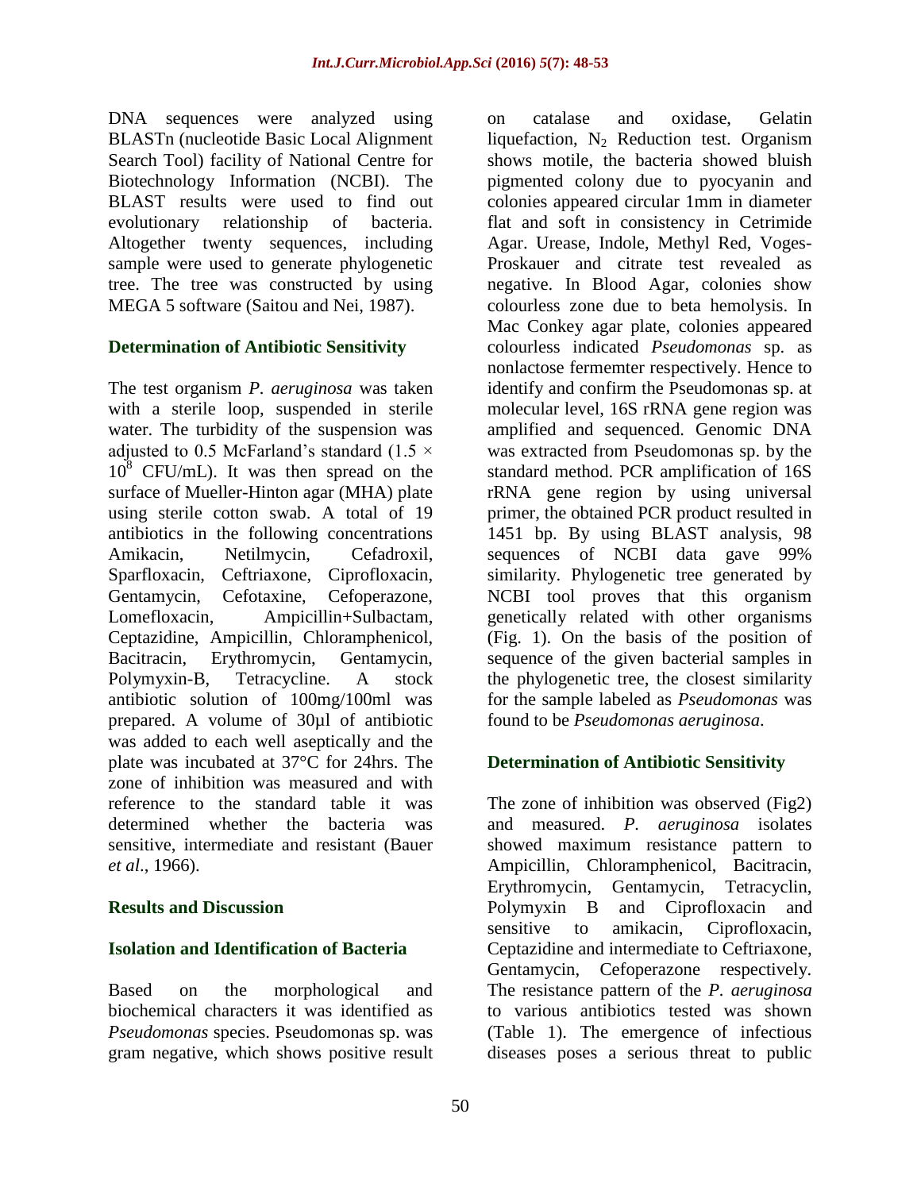DNA sequences were analyzed using BLASTn (nucleotide Basic Local Alignment Search Tool) facility of National Centre for Biotechnology Information (NCBI). The BLAST results were used to find out evolutionary relationship of bacteria. Altogether twenty sequences, including sample were used to generate phylogenetic tree. The tree was constructed by using MEGA 5 software (Saitou and Nei, 1987).

### Determination of Antibiotic Sensitivity

The test organism *P. aeruginosa* was taken with a sterile loop, suspended in sterile water. The turbidity of the suspension was adjusted to 0.5 McFarland's standard ($1.5 \times 10^8$ CFU/mL). It was then spread on the surface of Mueller-Hinton agar (MHA) plate using sterile cotton swab. A total of 19 antibiotics in the following concentrations Amikacin, Netilmycin, Cefadroxil, Sparfloxacin, Ceftriaxone, Ciprofloxacin, Gentamycin, Cefotaxine, Cefoperazone, Lomefloxacin, Ampicillin+Sulbactam, Ceptazidine, Ampicillin, Chloramphenicol, Bacitracin, Erythromycin, Gentamycin, Polymyxin-B, Tetracycline. A stock antibiotic solution of 100mg/100ml was prepared. A volume of 30µl of antibiotic was added to each well aseptically and the plate was incubated at 37°C for 24hrs. The zone of inhibition was measured and with reference to the standard table it was determined whether the bacteria was sensitive, intermediate and resistant (Bauer *et al*., 1966).

## Results and Discussion

### Isolation and Identification of Bacteria

Based on the morphological and biochemical characters it was identified as *Pseudomonas* species. Pseudomonas sp. was gram negative, which shows positive result on catalase and oxidase, Gelatin liquefaction, $N_2$ Reduction test. Organism shows motile, the bacteria showed bluish pigmented colony due to pyocyanin and colonies appeared circular 1mm in diameter flat and soft in consistency in Cetrimide Agar. Urease, Indole, Methyl Red, Voges-Proskauer and citrate test revealed as negative. In Blood Agar, colonies show colourless zone due to beta hemolysis. In Mac Conkey agar plate, colonies appeared colourless indicated *Pseudomonas* sp. as nonlactose fermemter respectively. Hence to identify and confirm the Pseudomonas sp. at molecular level, 16S rRNA gene region was amplified and sequenced. Genomic DNA was extracted from Pseudomonas sp. by the standard method. PCR amplification of 16S rRNA gene region by using universal primer, the obtained PCR product resulted in 1451 bp. By using BLAST analysis, 98 sequences of NCBI data gave 99% similarity. Phylogenetic tree generated by NCBI tool proves that this organism genetically related with other organisms (Fig. 1). On the basis of the position of sequence of the given bacterial samples in the phylogenetic tree, the closest similarity for the sample labeled as *Pseudomonas* was found to be *Pseudomonas aeruginosa*.

### Determination of Antibiotic Sensitivity

The zone of inhibition was observed (Fig2) and measured. *P. aeruginosa* isolates showed maximum resistance pattern to Ampicillin, Chloramphenicol, Bacitracin, Erythromycin, Gentamycin, Tetracyclin, Polymyxin B and Ciprofloxacin and sensitive to amikacin, Ciprofloxacin, Ceptazidine and intermediate to Ceftriaxone, Gentamycin, Cefoperazone respectively. The resistance pattern of the *P. aeruginosa* to various antibiotics tested was shown (Table 1). The emergence of infectious diseases poses a serious threat to public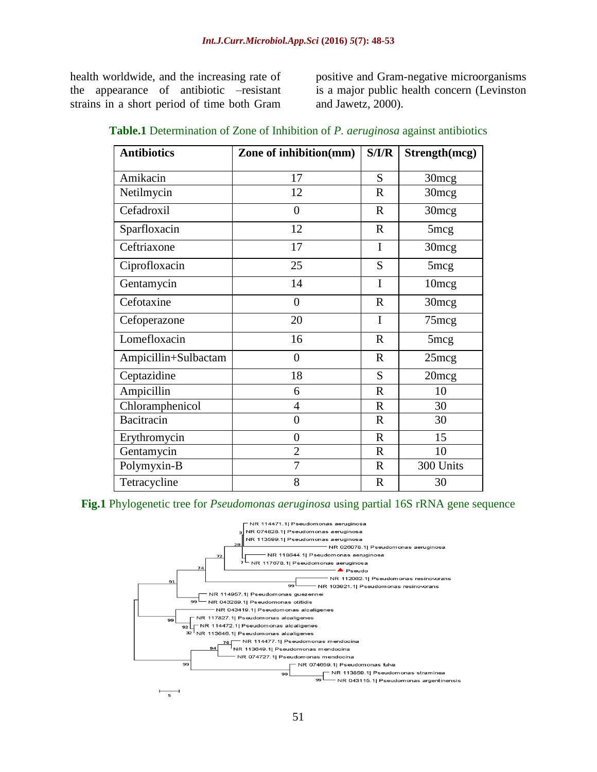health worldwide, and the increasing rate of the appearance of antibiotic –resistant strains in a short period of time both Gram positive and Gram-negative microorganisms is a major public health concern (Levinston and Jawetz, 2000).

**Table.1** Determination of Zone of Inhibition of *P. aeruginosa* against antibiotics

| Antibiotics | Zone of inhibition(mm) | S/I/R | Strength(mcg) |
|---|---|---|---|
| Amikacin | 17 | S | 30mcg |
| Netilmycin | 12 | R | 30mcg |
| Cefadroxil | 0 | R | 30mcg |
| Sparfloxacin | 12 | R | 5mcg |
| Ceftriaxone | 17 | I | 30mcg |
| Ciprofloxacin | 25 | S | 5mcg |
| Gentamycin | 14 | I | 10mcg |
| Cefotaxine | 0 | R | 30mcg |
| Cefoperazone | 20 | I | 75mcg |
| Lomefloxacin | 16 | R | 5mcg |
| Ampicillin+Sulbactam | 0 | R | 25mcg |
| Ceptazidine | 18 | S | 20mcg |
| Ampicillin | 6 | R | 10 |
| Chloramphenicol | 4 | R | 30 |
| Bacitracin | 0 | R | 30 |
| Erythromycin | 0 | R | 15 |
| Gentamycin | 2 | R | 10 |
| Polymyxin-B | 7 | R | 300 Units |
| Tetracycline | 8 | R | 30 |

**Fig.1** Phylogenetic tree for *Pseudomonas aeruginosa* using partial 16S rRNA gene sequence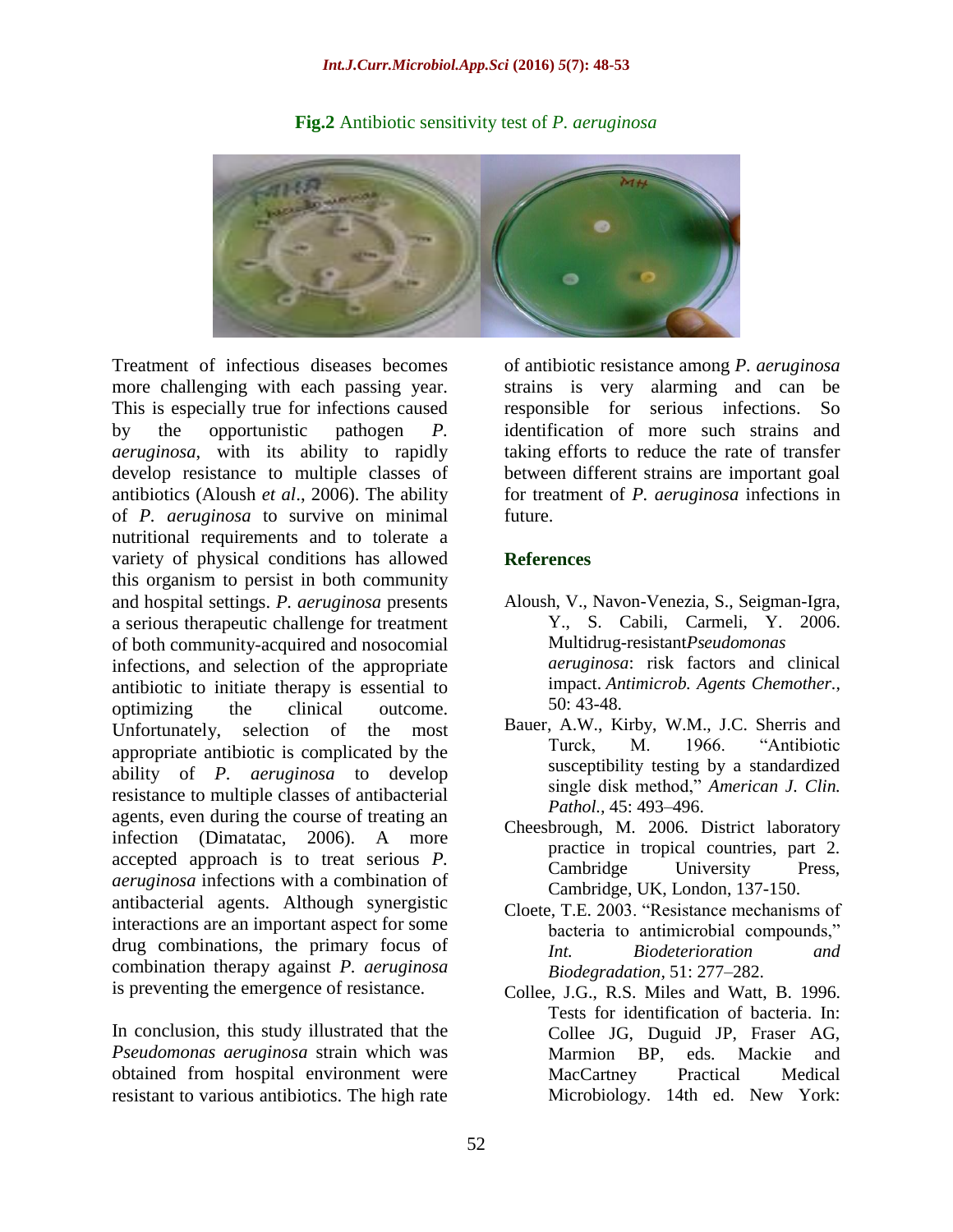**Fig.2** Antibiotic sensitivity test of *P. aeruginosa*

Treatment of infectious diseases becomes more challenging with each passing year. This is especially true for infections caused by the opportunistic pathogen *P. aeruginosa*, with its ability to rapidly develop resistance to multiple classes of antibiotics (Aloush *et al*., 2006). The ability of *P. aeruginosa* to survive on minimal nutritional requirements and to tolerate a variety of physical conditions has allowed this organism to persist in both community and hospital settings. *P. aeruginosa* presents a serious therapeutic challenge for treatment of both community-acquired and nosocomial infections, and selection of the appropriate antibiotic to initiate therapy is essential to optimizing the clinical outcome. Unfortunately, selection of the most appropriate antibiotic is complicated by the ability of *P. aeruginosa* to develop resistance to multiple classes of antibacterial agents, even during the course of treating an infection (Dimatatac, 2006). A more accepted approach is to treat serious *P. aeruginosa* infections with a combination of antibacterial agents. Although synergistic interactions are an important aspect for some drug combinations, the primary focus of combination therapy against *P. aeruginosa* is preventing the emergence of resistance.

In conclusion, this study illustrated that the *Pseudomonas aeruginosa* strain which was obtained from hospital environment were resistant to various antibiotics. The high rate of antibiotic resistance among *P. aeruginosa* strains is very alarming and can be responsible for serious infections. So identification of more such strains and taking efforts to reduce the rate of transfer between different strains are important goal for treatment of *P. aeruginosa* infections in future.

## References

Aloush, V., Navon-Venezia, S., Seigman-Igra, Y., S. Cabili, Carmeli, Y. 2006. Multidrug-resistant*Pseudomonas aeruginosa*: risk factors and clinical impact. *Antimicrob. Agents Chemother.,* 50: 43-48.

Bauer, A.W., Kirby, W.M., J.C. Sherris and Turck, M. 1966. "Antibiotic susceptibility testing by a standardized single disk method," *American J. Clin. Pathol.,* 45: 493–496.

Cheesbrough, M. 2006. District laboratory practice in tropical countries, part 2. Cambridge University Press, Cambridge, UK, London, 137-150.

Cloete, T.E. 2003. "Resistance mechanisms of bacteria to antimicrobial compounds," *Int. Biodeterioration and Biodegradation,* 51: 277–282.

Collee, J.G., R.S. Miles and Watt, B. 1996. Tests for identification of bacteria. In: Collee JG, Duguid JP, Fraser AG, Marmion BP, eds. Mackie and MacCartney Practical Medical Microbiology. 14th ed. New York: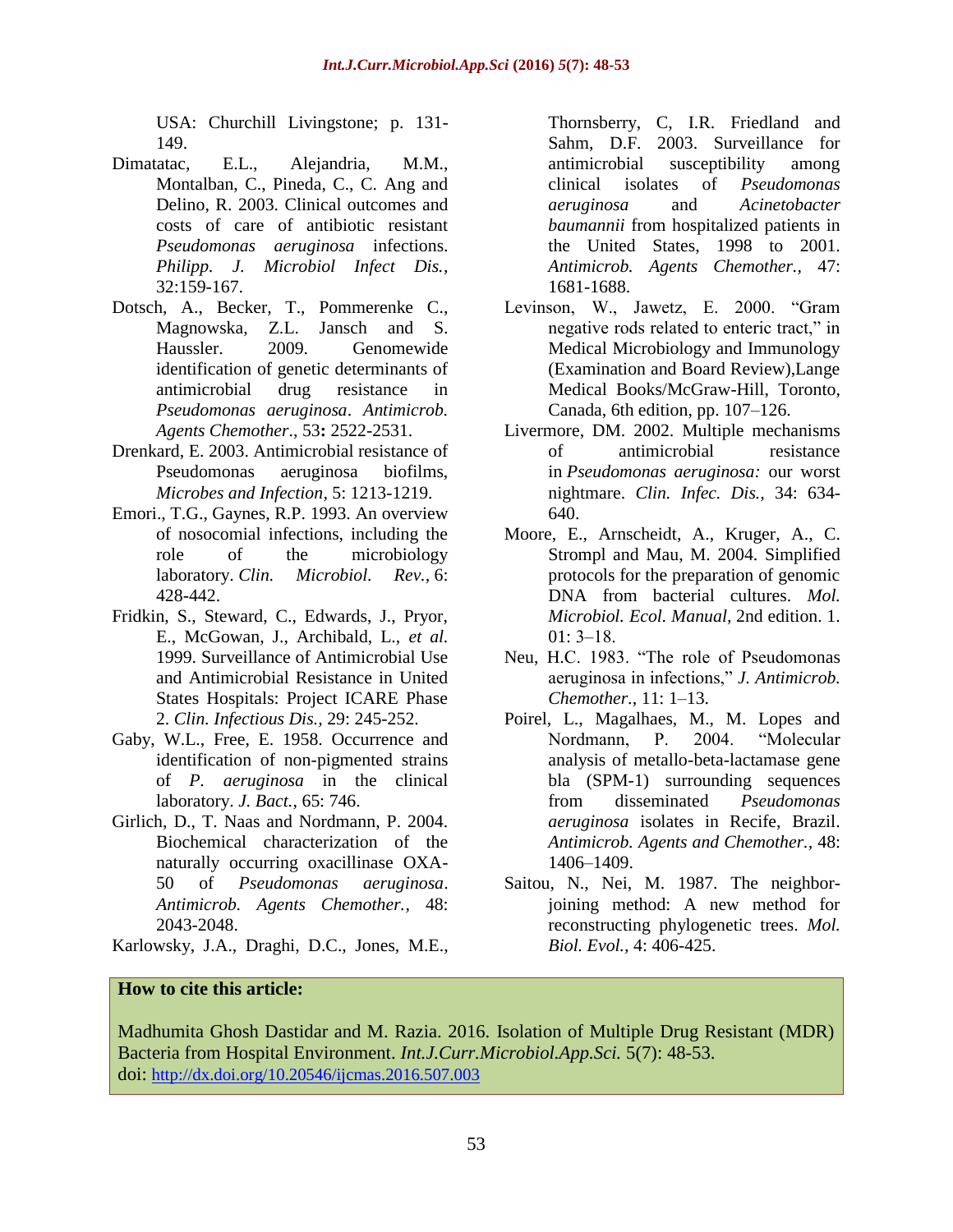USA: Churchill Livingstone; p. 131-149.

Dimatatac, E.L., Alejandria, M.M., Montalban, C., Pineda, C., C. Ang and Delino, R. 2003. Clinical outcomes and costs of care of antibiotic resistant *Pseudomonas aeruginosa* infections. *Philipp. J. Microbiol Infect Dis.*, 32:159-167.

Dotsch, A., Becker, T., Pommerenke C., Magnowska, Z.L. Jansch and S. Haussler. 2009. Genomewide identification of genetic determinants of antimicrobial drug resistance in *Pseudomonas aeruginosa*. *Antimicrob. Agents Chemother.*, 53**:** 2522-2531.

Drenkard, E. 2003. Antimicrobial resistance of Pseudomonas aeruginosa biofilms, *Microbes and Infection*, 5: 1213-1219.

Emori., T.G., Gaynes, R.P. 1993. An overview of nosocomial infections, including the role of the microbiology laboratory. *Clin. Microbiol. Rev.*, 6: 428-442.

Fridkin, S., Steward, C., Edwards, J., Pryor, E., McGowan, J., Archibald, L., *et al.* 1999. Surveillance of Antimicrobial Use and Antimicrobial Resistance in United States Hospitals: Project ICARE Phase 2. *Clin. Infectious Dis.*, 29: 245-252.

Gaby, W.L., Free, E. 1958. Occurrence and identification of non-pigmented strains of *P. aeruginosa* in the clinical laboratory. *J. Bact.*, 65: 746.

Girlich, D., T. Naas and Nordmann, P. 2004. Biochemical characterization of the naturally occurring oxacillinase OXA-50 of *Pseudomonas aeruginosa*. *Antimicrob. Agents Chemother.*, 48: 2043-2048.

Karlowsky, J.A., Draghi, D.C., Jones, M.E., Thornsberry, C, I.R. Friedland and Sahm, D.F. 2003. Surveillance for antimicrobial susceptibility among clinical isolates of *Pseudomonas aeruginosa* and *Acinetobacter baumannii* from hospitalized patients in the United States, 1998 to 2001. *Antimicrob. Agents Chemother.*, 47: 1681-1688.

Levinson, W., Jawetz, E. 2000. "Gram negative rods related to enteric tract," in Medical Microbiology and Immunology (Examination and Board Review),Lange Medical Books/McGraw-Hill, Toronto, Canada, 6th edition, pp. 107–126.

Livermore, DM. 2002. Multiple mechanisms of antimicrobial resistance in *Pseudomonas aeruginosa:* our worst nightmare. *Clin. Infec. Dis.,* 34: 634-640.

Moore, E., Arnscheidt, A., Kruger, A., C. Strompl and Mau, M. 2004. Simplified protocols for the preparation of genomic DNA from bacterial cultures. *Mol. Microbiol. Ecol. Manual,* 2nd edition. 1. 01: 3–18.

Neu, H.C. 1983. "The role of Pseudomonas aeruginosa in infections," *J. Antimicrob. Chemother.*, 11: 1–13.

Poirel, L., Magalhaes, M., M. Lopes and Nordmann, P. 2004. "Molecular analysis of metallo-beta-lactamase gene bla (SPM-1) surrounding sequences from disseminated *Pseudomonas aeruginosa* isolates in Recife, Brazil. *Antimicrob. Agents and Chemother.*, 48: 1406–1409.

Saitou, N., Nei, M. 1987. The neighbor-joining method: A new method for reconstructing phylogenetic trees. *Mol. Biol. Evol.,* 4: 406-425.

**How to cite this article:**

Madhumita Ghosh Dastidar and M. Razia. 2016. Isolation of Multiple Drug Resistant (MDR) Bacteria from Hospital Environment. *Int.J.Curr.Microbiol.App.Sci.* 5(7): 48-53.
doi: http://dx.doi.org/10.20546/ijcmas.2016.507.003